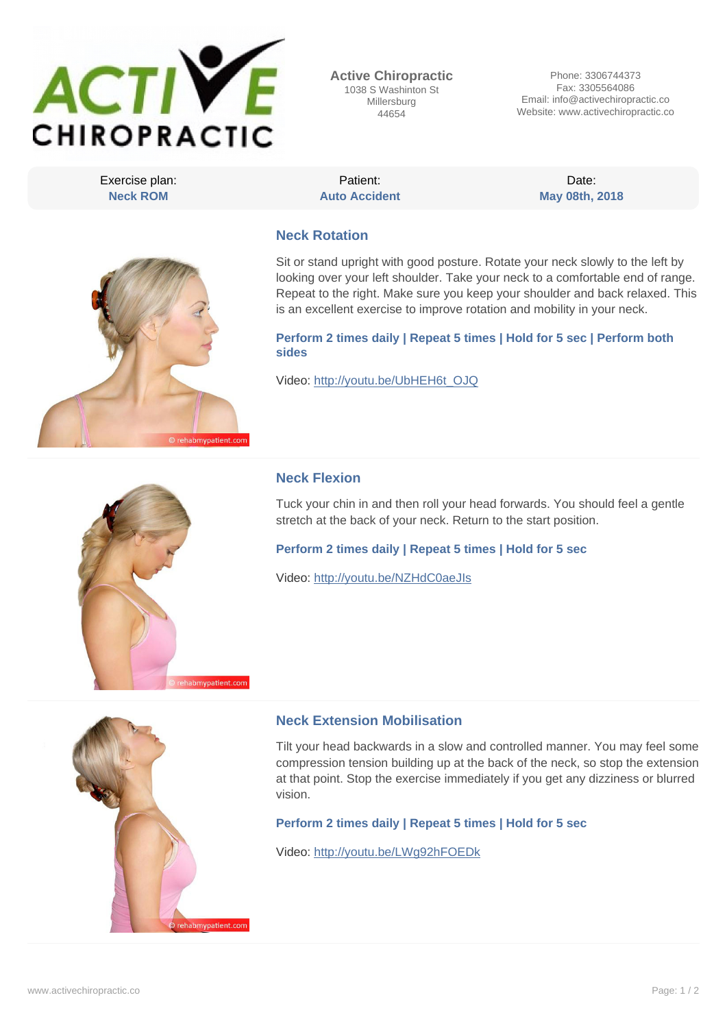**Active Chiropractic**
1038 S Washinton St
Millersburg
44654

Phone: 3306744373
Fax: 3305564086
Email: info@activechiropractic.co
Website: www.activechiropractic.co

| Exercise plan: | Patient: | Date: |
|---|---|---|
| **Neck ROM** | **Auto Accident** | **May 08th, 2018** |

## Neck Rotation

Sit or stand upright with good posture. Rotate your neck slowly to the left by looking over your left shoulder. Take your neck to a comfortable end of range. Repeat to the right. Make sure you keep your shoulder and back relaxed. This is an excellent exercise to improve rotation and mobility in your neck.

**Perform 2 times daily | Repeat 5 times | Hold for 5 sec | Perform both sides**

Video: http://youtu.be/UbHEH6t_OJQ

## Neck Flexion

Tuck your chin in and then roll your head forwards. You should feel a gentle stretch at the back of your neck. Return to the start position.

**Perform 2 times daily | Repeat 5 times | Hold for 5 sec**

Video: http://youtu.be/NZHdC0aeJIs

## Neck Extension Mobilisation

Tilt your head backwards in a slow and controlled manner. You may feel some compression tension building up at the back of the neck, so stop the extension at that point. Stop the exercise immediately if you get any dizziness or blurred vision.

**Perform 2 times daily | Repeat 5 times | Hold for 5 sec**

Video: http://youtu.be/LWg92hFOEDk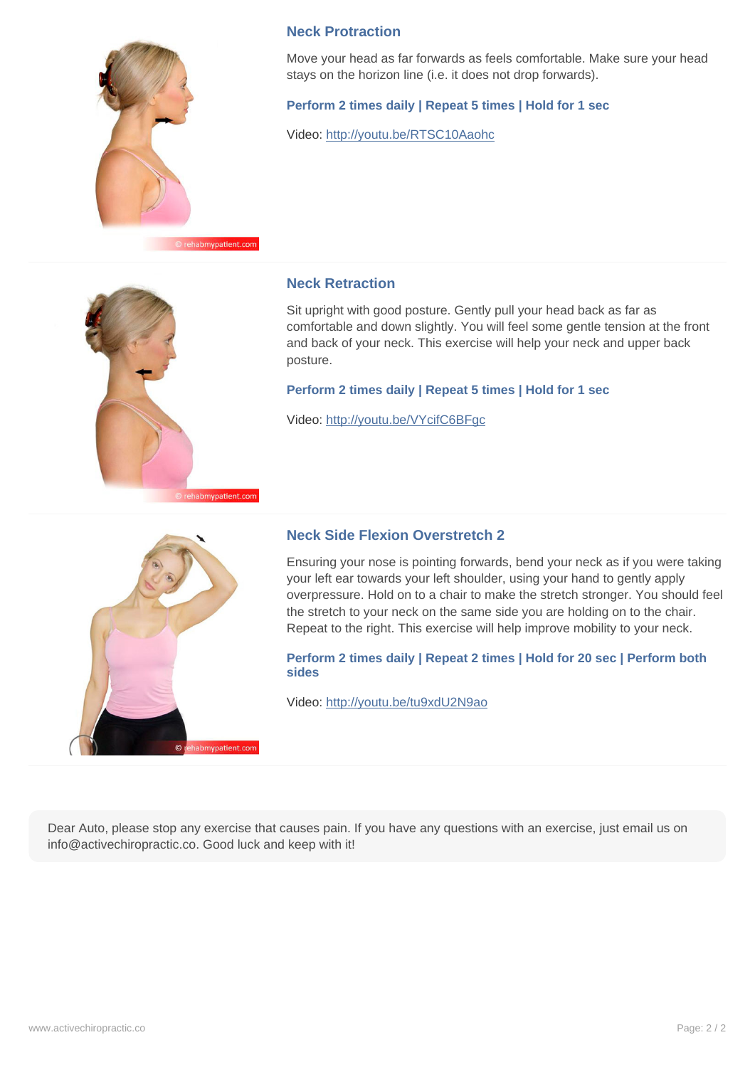## Neck Protraction

Move your head as far forwards as feels comfortable. Make sure your head stays on the horizon line (i.e. it does not drop forwards).

**Perform 2 times daily | Repeat 5 times | Hold for 1 sec**

Video: http://youtu.be/RTSC10Aaohc

## Neck Retraction

Sit upright with good posture. Gently pull your head back as far as comfortable and down slightly. You will feel some gentle tension at the front and back of your neck. This exercise will help your neck and upper back posture.

**Perform 2 times daily | Repeat 5 times | Hold for 1 sec**

Video: http://youtu.be/VYcifC6BFgc

## Neck Side Flexion Overstretch 2

Ensuring your nose is pointing forwards, bend your neck as if you were taking your left ear towards your left shoulder, using your hand to gently apply overpressure. Hold on to a chair to make the stretch stronger. You should feel the stretch to your neck on the same side you are holding on to the chair. Repeat to the right. This exercise will help improve mobility to your neck.

**Perform 2 times daily | Repeat 2 times | Hold for 20 sec | Perform both sides**

Video: http://youtu.be/tu9xdU2N9ao

Dear Auto, please stop any exercise that causes pain. If you have any questions with an exercise, just email us on info@activechiropractic.co. Good luck and keep with it!